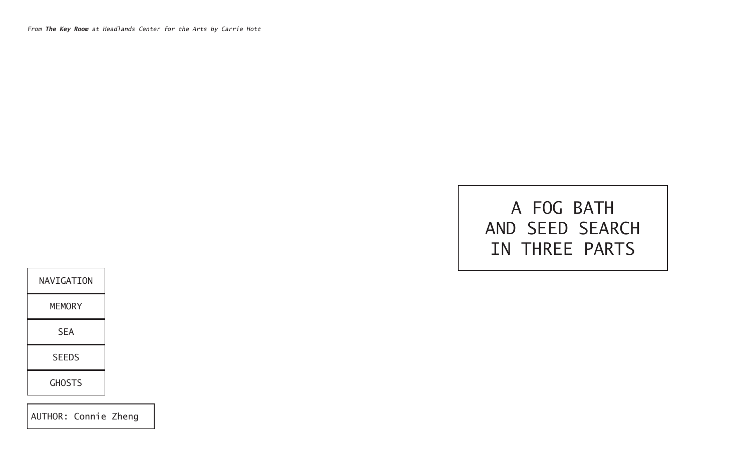*From **The Key Room** at Headlands Center for the Arts by Carrie Hott*

# A FOG BATH AND SEED SEARCH IN THREE PARTS

NAVIGATION

MEMORY

SEA

SEEDS

GHOSTS

AUTHOR: Connie Zheng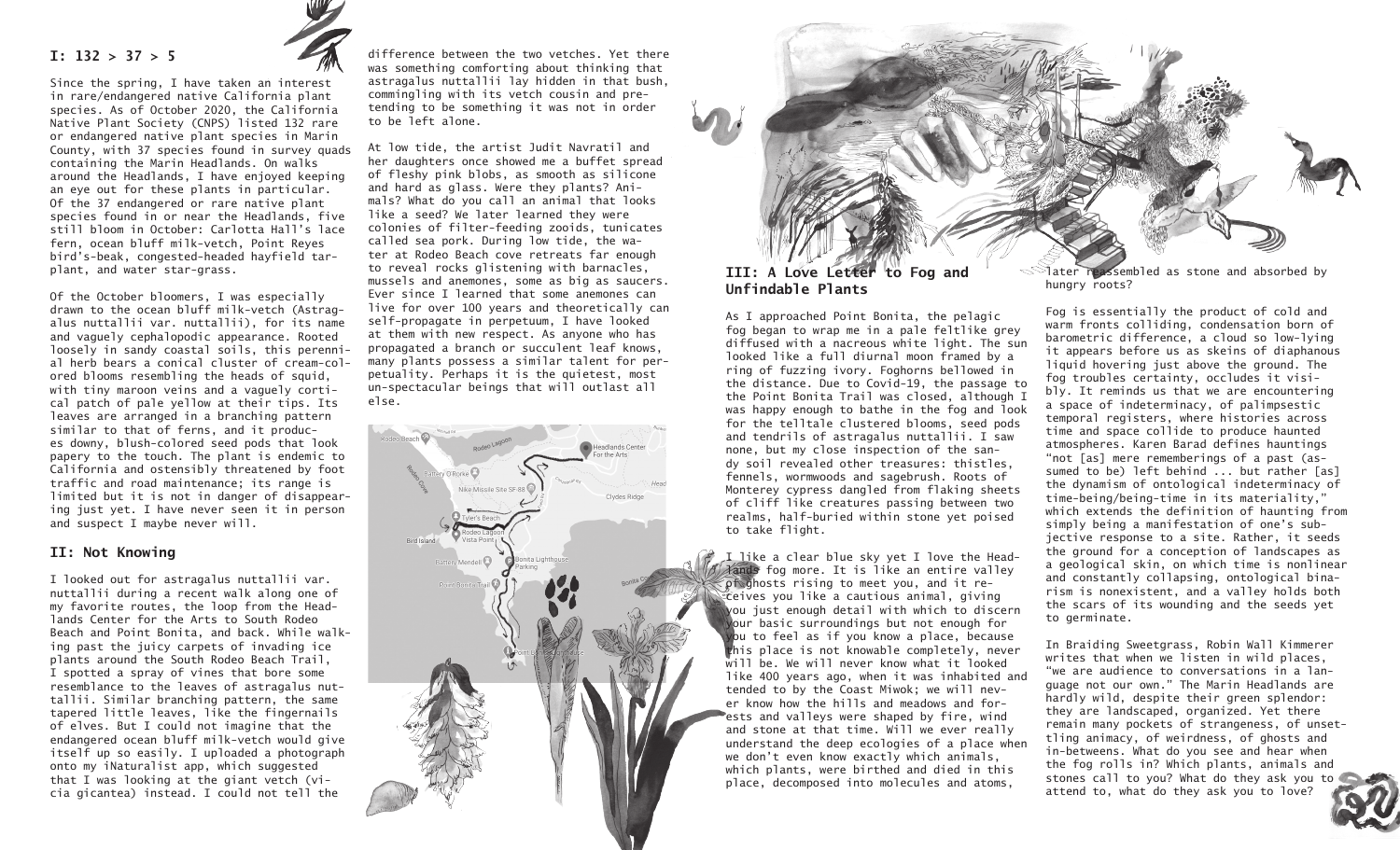## I: 132 > 37 > 5

Since the spring, I have taken an interest in rare/endangered native California plant species. As of October 2020, the California Native Plant Society (CNPS) listed 132 rare or endangered native plant species in Marin County, with 37 species found in survey quads containing the Marin Headlands. On walks around the Headlands, I have enjoyed keeping an eye out for these plants in particular. Of the 37 endangered or rare native plant species found in or near the Headlands, five still bloom in October: Carlotta Hall's lace fern, ocean bluff milk-vetch, Point Reyes bird's-beak, congested-headed hayfield tarplant, and water star-grass.

Of the October bloomers, I was especially drawn to the ocean bluff milk-vetch (Astragalus nuttallii var. nuttallii), for its name and vaguely cephalopodic appearance. Rooted loosely in sandy coastal soils, this perennial herb bears a conical cluster of cream-colored blooms resembling the heads of squid, with tiny maroon veins and a vaguely cortical patch of pale yellow at their tips. Its leaves are arranged in a branching pattern similar to that of ferns, and it produces downy, blush-colored seed pods that look papery to the touch. The plant is endemic to California and ostensibly threatened by foot traffic and road maintenance; its range is limited but it is not in danger of disappearing just yet. I have never seen it in person and suspect I maybe never will.

## II: Not Knowing

I looked out for astragalus nuttallii var. nuttallii during a recent walk along one of my favorite routes, the loop from the Headlands Center for the Arts to South Rodeo Beach and Point Bonita, and back. While walking past the juicy carpets of invading ice plants around the South Rodeo Beach Trail, I spotted a spray of vines that bore some resemblance to the leaves of astragalus nuttallii. Similar branching pattern, the same tapered little leaves, like the fingernails of elves. But I could not imagine that the endangered ocean bluff milk-vetch would give itself up so easily. I uploaded a photograph onto my iNaturalist app, which suggested that I was looking at the giant vetch (vicia gicantea) instead. I could not tell the difference between the two vetches. Yet there was something comforting about thinking that astragalus nuttallii lay hidden in that bush, commingling with its vetch cousin and pretending to be something it was not in order to be left alone.

At low tide, the artist Judit Navratil and her daughters once showed me a buffet spread of fleshy pink blobs, as smooth as silicone and hard as glass. Were they plants? Animals? What do you call an animal that looks like a seed? We later learned they were colonies of filter-feeding zooids, tunicates called sea pork. During low tide, the water at Rodeo Beach cove retreats far enough to reveal rocks glistening with barnacles, mussels and anemones, some as big as saucers. Ever since I learned that some anemones can live for over 100 years and theoretically can self-propagate in perpetuum, I have looked at them with new respect. As anyone who has propagated a branch or succulent leaf knows, many plants possess a similar talent for perpetuality. Perhaps it is the quietest, most un-spectacular beings that will outlast all else.

Rodeo Beach
Rodeo Lagoon
Headlands Center For the Arts
Battery O'Rorke
Nike Missile Site SF-88
Clydes Ridge
Tyler's Beach
Rodeo Lagoon Vista Point
Bird Island
Battery Mendell
Bonita Lighthouse Parking
Point Bonita Trail
Point Bonita Lighthouse

## III: A Love Letter to Fog and Unfindable Plants

As I approached Point Bonita, the pelagic fog began to wrap me in a pale feltlike grey diffused with a nacreous white light. The sun looked like a full diurnal moon framed by a ring of fuzzing ivory. Foghorns bellowed in the distance. Due to Covid-19, the passage to the Point Bonita Trail was closed, although I was happy enough to bathe in the fog and look for the telltale clustered blooms, seed pods and tendrils of astragalus nuttallii. I saw none, but my close inspection of the sandy soil revealed other treasures: thistles, fennels, wormwoods and sagebrush. Roots of Monterey cypress dangled from flaking sheets of cliff like creatures passing between two realms, half-buried within stone yet poised to take flight.

I like a clear blue sky yet I love the Headlands fog more. It is like an entire valley of ghosts rising to meet you, and it receives you like a cautious animal, giving you just enough detail with which to discern your basic surroundings but not enough for you to feel as if you know a place, because this place is not knowable completely, never will be. We will never know what it looked like 400 years ago, when it was inhabited and tended to by the Coast Miwok; we will never know how the hills and meadows and forests and valleys were shaped by fire, wind and stone at that time. Will we ever really understand the deep ecologies of a place when we don't even know exactly which animals, which plants, were birthed and died in this place, decomposed into molecules and atoms, later reassembled as stone and absorbed by hungry roots?

Fog is essentially the product of cold and warm fronts colliding, condensation born of barometric difference, a cloud so low-lying it appears before us as skeins of diaphanous liquid hovering just above the ground. The fog troubles certainty, occludes it visibly. It reminds us that we are encountering a space of indeterminacy, of palimpsestic temporal registers, where histories across time and space collide to produce haunted atmospheres. Karen Barad defines hauntings "not [as] mere rememberings of a past (assumed to be) left behind ... but rather [as] the dynamism of ontological indeterminacy of time-being/being-time in its materiality," which extends the definition of haunting from simply being a manifestation of one's subjective response to a site. Rather, it seeds the ground for a conception of landscapes as a geological skin, on which time is nonlinear and constantly collapsing, ontological binarism is nonexistent, and a valley holds both the scars of its wounding and the seeds yet to germinate.

In Braiding Sweetgrass, Robin Wall Kimmerer writes that when we listen in wild places, "we are audience to conversations in a language not our own." The Marin Headlands are hardly wild, despite their green splendor: they are landscaped, organized. Yet there remain many pockets of strangeness, of unsettling animacy, of weirdness, of ghosts and in-betweens. What do you see and hear when the fog rolls in? Which plants, animals and stones call to you? What do they ask you to attend to, what do they ask you to love?